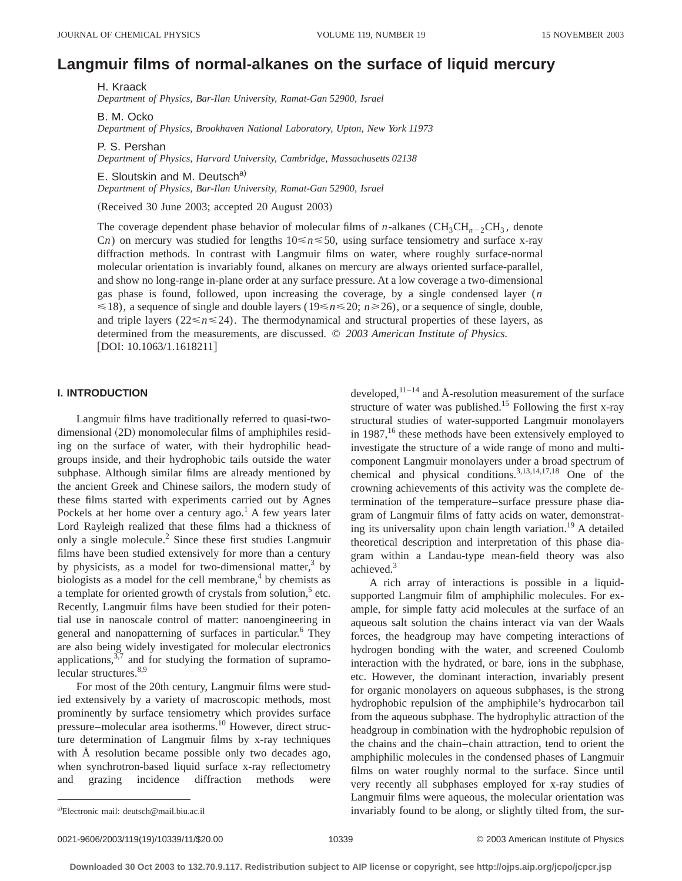# Langmuir films of normal-alkanes on the surface of liquid mercury

H. Kraack
*Department of Physics, Bar-Ilan University, Ramat-Gan 52900, Israel*

B. M. Ocko
*Department of Physics, Brookhaven National Laboratory, Upton, New York 11973*

P. S. Pershan
*Department of Physics, Harvard University, Cambridge, Massachusetts 02138*

E. Sloutskin and M. Deutsch[a)]
*Department of Physics, Bar-Ilan University, Ramat-Gan 52900, Israel*

(Received 30 June 2003; accepted 20 August 2003)

The coverage dependent phase behavior of molecular films of *n*-alkanes ($CH_3CH_{n-2}CH_3$, denote C*n*) on mercury was studied for lengths $10 \leqslant n \leqslant 50$, using surface tensiometry and surface x-ray diffraction methods. In contrast with Langmuir films on water, where roughly surface-normal molecular orientation is invariably found, alkanes on mercury are always oriented surface-parallel, and show no long-range in-plane order at any surface pressure. At a low coverage a two-dimensional gas phase is found, followed, upon increasing the coverage, by a single condensed layer ($n \leqslant 18$), a sequence of single and double layers ($19 \leqslant n \leqslant 20$; $n \geqslant 26$), or a sequence of single, double, and triple layers ($22 \leqslant n \leqslant 24$). The thermodynamical and structural properties of these layers, as determined from the measurements, are discussed. © *2003 American Institute of Physics.* [DOI: 10.1063/1.1618211]

## I. INTRODUCTION

Langmuir films have traditionally referred to quasi-two-dimensional (2D) monomolecular films of amphiphiles residing on the surface of water, with their hydrophilic headgroups inside, and their hydrophobic tails outside the water subphase. Although similar films are already mentioned by the ancient Greek and Chinese sailors, the modern study of these films started with experiments carried out by Agnes Pockels at her home over a century ago.[1] A few years later Lord Rayleigh realized that these films had a thickness of only a single molecule.[2] Since these first studies Langmuir films have been studied extensively for more than a century by physicists, as a model for two-dimensional matter,[3] by biologists as a model for the cell membrane,[4] by chemists as a template for oriented growth of crystals from solution,[5] etc. Recently, Langmuir films have been studied for their potential use in nanoscale control of matter: nanoengineering in general and nanopatterning of surfaces in particular.[6] They are also being widely investigated for molecular electronics applications,[3,7] and for studying the formation of supramolecular structures.[8,9]

For most of the 20th century, Langmuir films were studied extensively by a variety of macroscopic methods, most prominently by surface tensiometry which provides surface pressure–molecular area isotherms.[10] However, direct structure determination of Langmuir films by x-ray techniques with Å resolution became possible only two decades ago, when synchrotron-based liquid surface x-ray reflectometry and grazing incidence diffraction methods were developed,[11–14] and Å-resolution measurement of the surface structure of water was published.[15] Following the first x-ray structural studies of water-supported Langmuir monolayers in 1987,[16] these methods have been extensively employed to investigate the structure of a wide range of mono and multicomponent Langmuir monolayers under a broad spectrum of chemical and physical conditions.[3,13,14,17,18] One of the crowning achievements of this activity was the complete determination of the temperature–surface pressure phase diagram of Langmuir films of fatty acids on water, demonstrating its universality upon chain length variation.[19] A detailed theoretical description and interpretation of this phase diagram within a Landau-type mean-field theory was also achieved.[3]

A rich array of interactions is possible in a liquid-supported Langmuir film of amphiphilic molecules. For example, for simple fatty acid molecules at the surface of an aqueous salt solution the chains interact via van der Waals forces, the headgroup may have competing interactions of hydrogen bonding with the water, and screened Coulomb interaction with the hydrated, or bare, ions in the subphase, etc. However, the dominant interaction, invariably present for organic monolayers on aqueous subphases, is the strong hydrophobic repulsion of the amphiphile's hydrocarbon tail from the aqueous subphase. The hydrophylic attraction of the headgroup in combination with the hydrophobic repulsion of the chains and the chain–chain attraction, tend to orient the amphiphilic molecules in the condensed phases of Langmuir films on water roughly normal to the surface. Since until very recently all subphases employed for x-ray studies of Langmuir films were aqueous, the molecular orientation was invariably found to be along, or slightly tilted from, the sur-

[a)]Electronic mail: deutsch@mail.biu.ac.il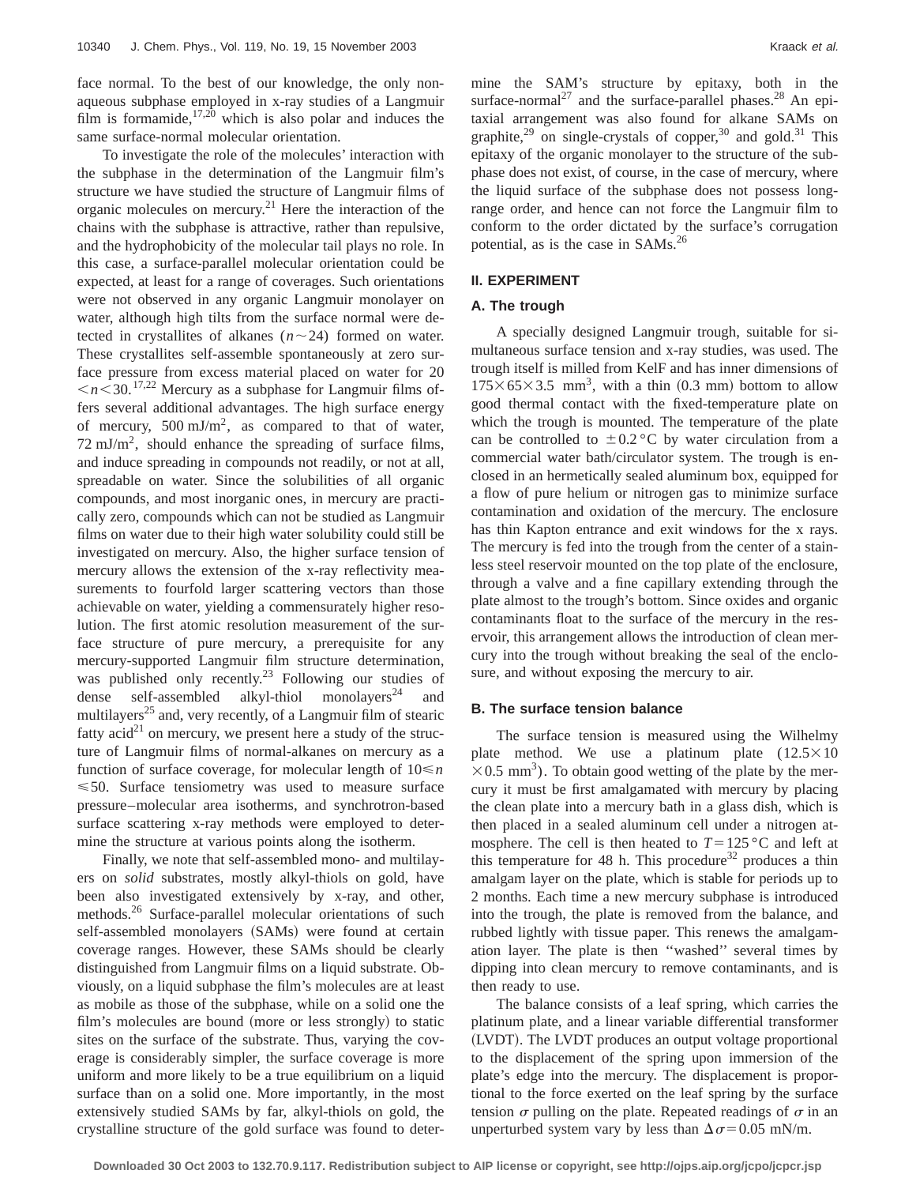face normal. To the best of our knowledge, the only non-aqueous subphase employed in x-ray studies of a Langmuir film is formamide,[17,20] which is also polar and induces the same surface-normal molecular orientation.

To investigate the role of the molecules' interaction with the subphase in the determination of the Langmuir film's structure we have studied the structure of Langmuir films of organic molecules on mercury.[21] Here the interaction of the chains with the subphase is attractive, rather than repulsive, and the hydrophobicity of the molecular tail plays no role. In this case, a surface-parallel molecular orientation could be expected, at least for a range of coverages. Such orientations were not observed in any organic Langmuir monolayer on water, although high tilts from the surface normal were detected in crystallites of alkanes ($n \sim 24$) formed on water. These crystallites self-assemble spontaneously at zero surface pressure from excess material placed on water for $20 < n < 30$.[17,22] Mercury as a subphase for Langmuir films offers several additional advantages. The high surface energy of mercury, $500\ \mathrm{mJ/m^2}$, as compared to that of water, $72\ \mathrm{mJ/m^2}$, should enhance the spreading of surface films, and induce spreading in compounds not readily, or not at all, spreadable on water. Since the solubilities of all organic compounds, and most inorganic ones, in mercury are practically zero, compounds which can not be studied as Langmuir films on water due to their high water solubility could still be investigated on mercury. Also, the higher surface tension of mercury allows the extension of the x-ray reflectivity measurements to fourfold larger scattering vectors than those achievable on water, yielding a commensurately higher resolution. The first atomic resolution measurement of the surface structure of pure mercury, a prerequisite for any mercury-supported Langmuir film structure determination, was published only recently.[23] Following our studies of dense self-assembled alkyl-thiol monolayers[24] and multilayers[25] and, very recently, of a Langmuir film of stearic fatty acid[21] on mercury, we present here a study of the structure of Langmuir films of normal-alkanes on mercury as a function of surface coverage, for molecular length of $10 \leqslant n \leqslant 50$. Surface tensiometry was used to measure surface pressure–molecular area isotherms, and synchrotron-based surface scattering x-ray methods were employed to determine the structure at various points along the isotherm.

Finally, we note that self-assembled mono- and multilayers on *solid* substrates, mostly alkyl-thiols on gold, have been also investigated extensively by x-ray, and other, methods.[26] Surface-parallel molecular orientations of such self-assembled monolayers (SAMs) were found at certain coverage ranges. However, these SAMs should be clearly distinguished from Langmuir films on a liquid substrate. Obviously, on a liquid subphase the film's molecules are at least as mobile as those of the subphase, while on a solid one the film's molecules are bound (more or less strongly) to static sites on the surface of the substrate. Thus, varying the coverage is considerably simpler, the surface coverage is more uniform and more likely to be a true equilibrium on a liquid surface than on a solid one. More importantly, in the most extensively studied SAMs by far, alkyl-thiols on gold, the crystalline structure of the gold surface was found to determine the SAM's structure by epitaxy, both in the surface-normal[27] and the surface-parallel phases.[28] An epitaxial arrangement was also found for alkane SAMs on graphite,[29] on single-crystals of copper,[30] and gold.[31] This epitaxy of the organic monolayer to the structure of the subphase does not exist, of course, in the case of mercury, where the liquid surface of the subphase does not possess long-range order, and hence can not force the Langmuir film to conform to the order dictated by the surface's corrugation potential, as is the case in SAMs.[26]

## II. EXPERIMENT

### A. The trough

A specially designed Langmuir trough, suitable for simultaneous surface tension and x-ray studies, was used. The trough itself is milled from KelF and has inner dimensions of $175 \times 65 \times 3.5\ \mathrm{mm^3}$, with a thin (0.3 mm) bottom to allow good thermal contact with the fixed-temperature plate on which the trough is mounted. The temperature of the plate can be controlled to $\pm 0.2\,^\circ\mathrm{C}$ by water circulation from a commercial water bath/circulator system. The trough is enclosed in an hermetically sealed aluminum box, equipped for a flow of pure helium or nitrogen gas to minimize surface contamination and oxidation of the mercury. The enclosure has thin Kapton entrance and exit windows for the x rays. The mercury is fed into the trough from the center of a stainless steel reservoir mounted on the top plate of the enclosure, through a valve and a fine capillary extending through the plate almost to the trough's bottom. Since oxides and organic contaminants float to the surface of the mercury in the reservoir, this arrangement allows the introduction of clean mercury into the trough without breaking the seal of the enclosure, and without exposing the mercury to air.

### B. The surface tension balance

The surface tension is measured using the Wilhelmy plate method. We use a platinum plate $(12.5 \times 10 \times 0.5\ \mathrm{mm^3})$. To obtain good wetting of the plate by the mercury it must be first amalgamated with mercury by placing the clean plate into a mercury bath in a glass dish, which is then placed in a sealed aluminum cell under a nitrogen atmosphere. The cell is then heated to $T = 125\,^\circ\mathrm{C}$ and left at this temperature for 48 h. This procedure[32] produces a thin amalgam layer on the plate, which is stable for periods up to 2 months. Each time a new mercury subphase is introduced into the trough, the plate is removed from the balance, and rubbed lightly with tissue paper. This renews the amalgamation layer. The plate is then "washed" several times by dipping into clean mercury to remove contaminants, and is then ready to use.

The balance consists of a leaf spring, which carries the platinum plate, and a linear variable differential transformer (LVDT). The LVDT produces an output voltage proportional to the displacement of the spring upon immersion of the plate's edge into the mercury. The displacement is proportional to the force exerted on the leaf spring by the surface tension $\sigma$ pulling on the plate. Repeated readings of $\sigma$ in an unperturbed system vary by less than $\Delta\sigma = 0.05\ \mathrm{mN/m}$.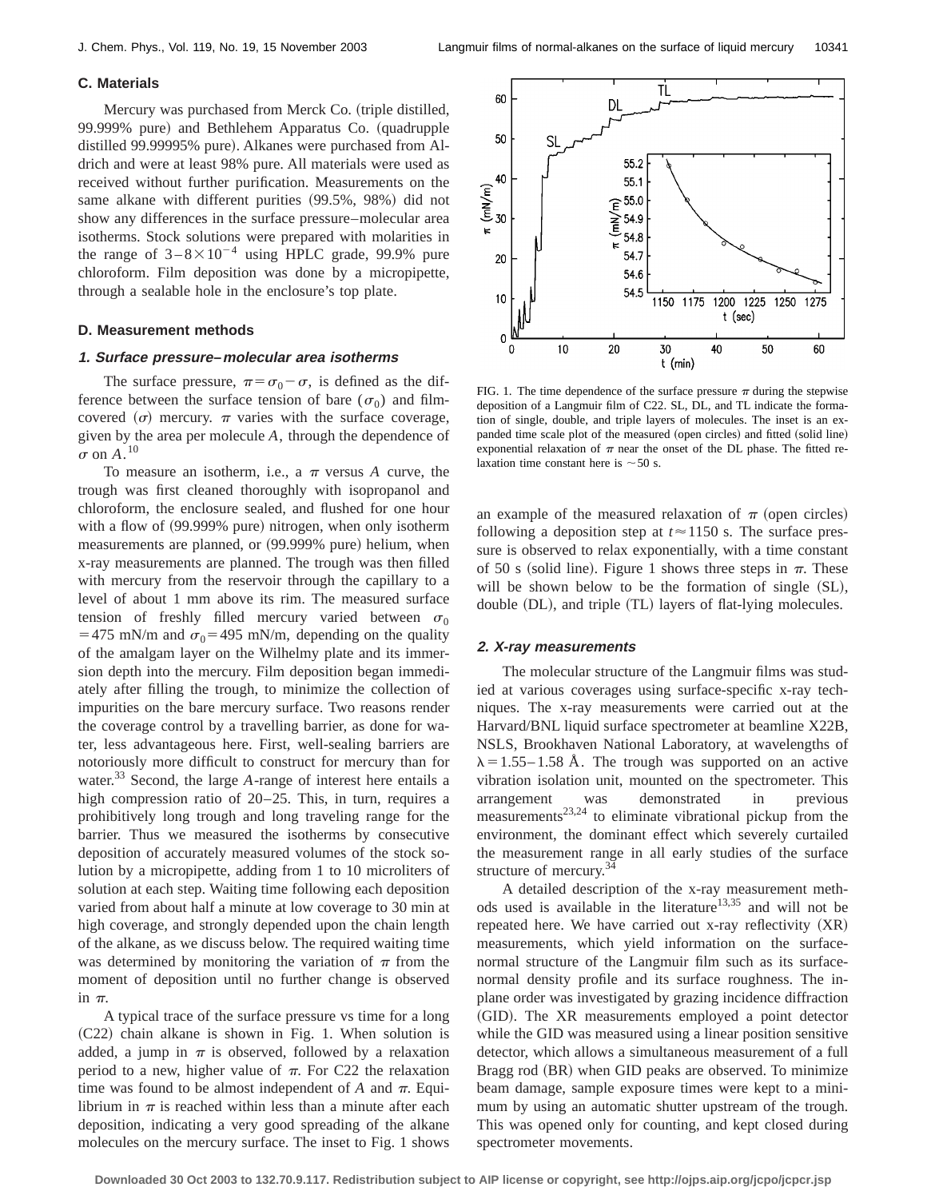### C. Materials

Mercury was purchased from Merck Co. (triple distilled, 99.999% pure) and Bethlehem Apparatus Co. (quadrupple distilled 99.99995% pure). Alkanes were purchased from Aldrich and were at least 98% pure. All materials were used as received without further purification. Measurements on the same alkane with different purities (99.5%, 98%) did not show any differences in the surface pressure–molecular area isotherms. Stock solutions were prepared with molarities in the range of $3–8\times10^{-4}$ using HPLC grade, 99.9% pure chloroform. Film deposition was done by a micropipette, through a sealable hole in the enclosure's top plate.

### D. Measurement methods

#### *1. Surface pressure–molecular area isotherms*

The surface pressure, $\pi=\sigma_0-\sigma$, is defined as the difference between the surface tension of bare ($\sigma_0$) and film-covered ($\sigma$) mercury. $\pi$ varies with the surface coverage, given by the area per molecule $A$, through the dependence of $\sigma$ on $A$.[10]

To measure an isotherm, i.e., a $\pi$ versus $A$ curve, the trough was first cleaned thoroughly with isopropanol and chloroform, the enclosure sealed, and flushed for one hour with a flow of (99.999% pure) nitrogen, when only isotherm measurements are planned, or (99.999% pure) helium, when x-ray measurements are planned. The trough was then filled with mercury from the reservoir through the capillary to a level of about 1 mm above its rim. The measured surface tension of freshly filled mercury varied between $\sigma_0=475$ mN/m and $\sigma_0=495$ mN/m, depending on the quality of the amalgam layer on the Wilhelmy plate and its immersion depth into the mercury. Film deposition began immediately after filling the trough, to minimize the collection of impurities on the bare mercury surface. Two reasons render the coverage control by a travelling barrier, as done for water, less advantageous here. First, well-sealing barriers are notoriously more difficult to construct for mercury than for water.[33] Second, the large $A$-range of interest here entails a high compression ratio of 20–25. This, in turn, requires a prohibitively long trough and long traveling range for the barrier. Thus we measured the isotherms by consecutive deposition of accurately measured volumes of the stock solution by a micropipette, adding from 1 to 10 microliters of solution at each step. Waiting time following each deposition varied from about half a minute at low coverage to 30 min at high coverage, and strongly depended upon the chain length of the alkane, as we discuss below. The required waiting time was determined by monitoring the variation of $\pi$ from the moment of deposition until no further change is observed in $\pi$.

A typical trace of the surface pressure vs time for a long (C22) chain alkane is shown in Fig. 1. When solution is added, a jump in $\pi$ is observed, followed by a relaxation period to a new, higher value of $\pi$. For C22 the relaxation time was found to be almost independent of $A$ and $\pi$. Equilibrium in $\pi$ is reached within less than a minute after each deposition, indicating a very good spreading of the alkane molecules on the mercury surface. The inset to Fig. 1 shows an example of the measured relaxation of $\pi$ (open circles) following a deposition step at $t\approx1150$ s. The surface pressure is observed to relax exponentially, with a time constant of 50 s (solid line). Figure 1 shows three steps in $\pi$. These will be shown below to be the formation of single (SL), double (DL), and triple (TL) layers of flat-lying molecules.

FIG. 1. The time dependence of the surface pressure $\pi$ during the stepwise deposition of a Langmuir film of C22. SL, DL, and TL indicate the formation of single, double, and triple layers of molecules. The inset is an expanded time scale plot of the measured (open circles) and fitted (solid line) exponential relaxation of $\pi$ near the onset of the DL phase. The fitted relaxation time constant here is $\sim$50 s.

#### *2. X-ray measurements*

The molecular structure of the Langmuir films was studied at various coverages using surface-specific x-ray techniques. The x-ray measurements were carried out at the Harvard/BNL liquid surface spectrometer at beamline X22B, NSLS, Brookhaven National Laboratory, at wavelengths of $\lambda=1.55–1.58$ Å. The trough was supported on an active vibration isolation unit, mounted on the spectrometer. This arrangement was demonstrated in previous measurements[23,24] to eliminate vibrational pickup from the environment, the dominant effect which severely curtailed the measurement range in all early studies of the surface structure of mercury.[34]

A detailed description of the x-ray measurement methods used is available in the literature[13,35] and will not be repeated here. We have carried out x-ray reflectivity (XR) measurements, which yield information on the surface-normal structure of the Langmuir film such as its surface-normal density profile and its surface roughness. The in-plane order was investigated by grazing incidence diffraction (GID). The XR measurements employed a point detector while the GID was measured using a linear position sensitive detector, which allows a simultaneous measurement of a full Bragg rod (BR) when GID peaks are observed. To minimize beam damage, sample exposure times were kept to a minimum by using an automatic shutter upstream of the trough. This was opened only for counting, and kept closed during spectrometer movements.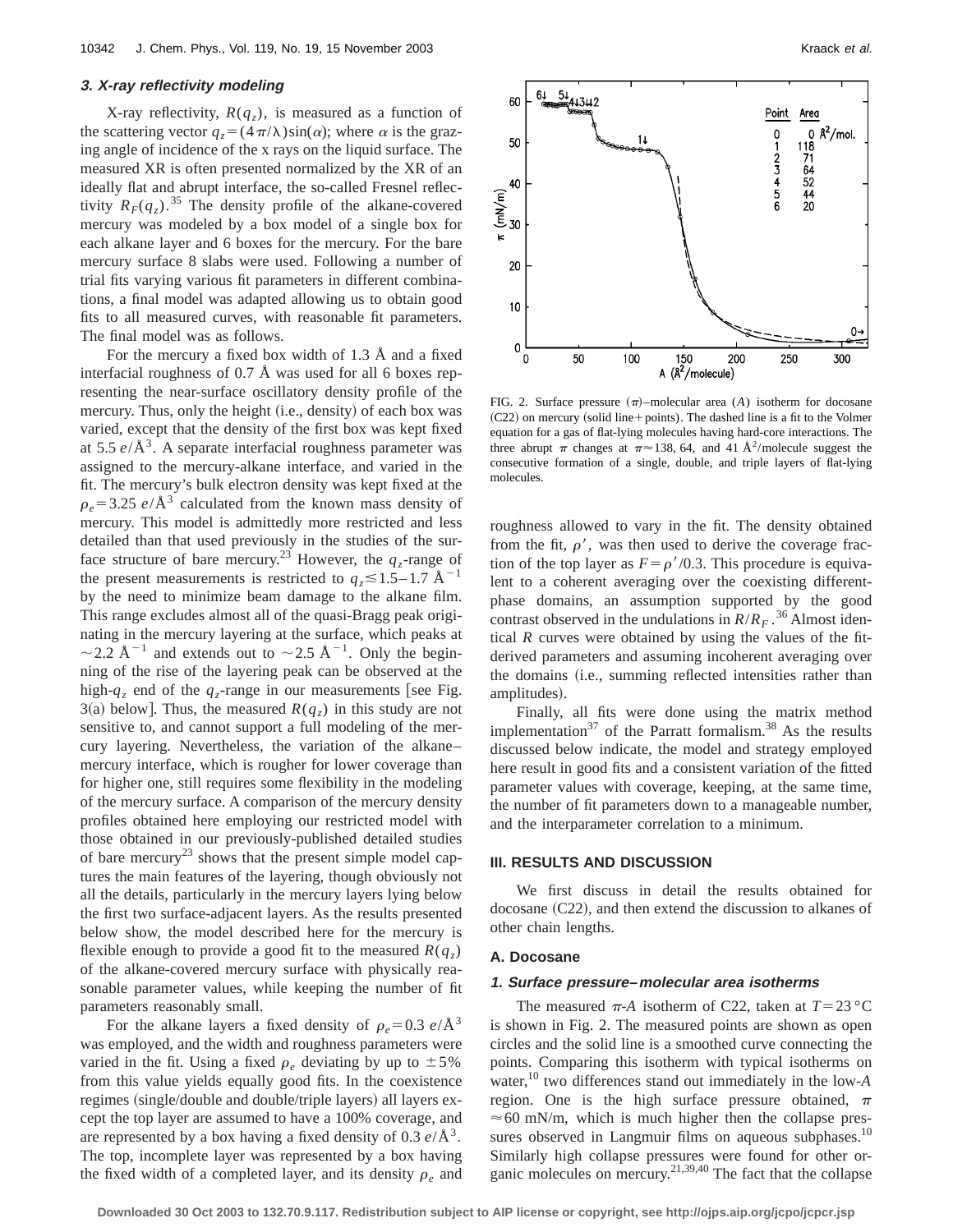### 3. X-ray reflectivity modeling

X-ray reflectivity, $R(q_z)$, is measured as a function of the scattering vector $q_z = (4\pi/\lambda)\sin(\alpha)$; where $\alpha$ is the grazing angle of incidence of the x rays on the liquid surface. The measured XR is often presented normalized by the XR of an ideally flat and abrupt interface, the so-called Fresnel reflectivity $R_F(q_z)$.[35] The density profile of the alkane-covered mercury was modeled by a box model of a single box for each alkane layer and 6 boxes for the mercury. For the bare mercury surface 8 slabs were used. Following a number of trial fits varying various fit parameters in different combinations, a final model was adapted allowing us to obtain good fits to all measured curves, with reasonable fit parameters. The final model was as follows.

For the mercury a fixed box width of 1.3 Å and a fixed interfacial roughness of 0.7 Å was used for all 6 boxes representing the near-surface oscillatory density profile of the mercury. Thus, only the height (i.e., density) of each box was varied, except that the density of the first box was kept fixed at 5.5 $e$/Å$^3$. A separate interfacial roughness parameter was assigned to the mercury-alkane interface, and varied in the fit. The mercury's bulk electron density was kept fixed at the $\rho_e = 3.25$ $e$/Å$^3$ calculated from the known mass density of mercury. This model is admittedly more restricted and less detailed than that used previously in the studies of the surface structure of bare mercury.[23] However, the $q_z$-range of the present measurements is restricted to $q_z \lesssim 1.5–1.7$ Å$^{-1}$ by the need to minimize beam damage to the alkane film. This range excludes almost all of the quasi-Bragg peak originating in the mercury layering at the surface, which peaks at $\sim 2.2$ Å$^{-1}$ and extends out to $\sim 2.5$ Å$^{-1}$. Only the beginning of the rise of the layering peak can be observed at the high-$q_z$ end of the $q_z$-range in our measurements [see Fig. 3(a) below]. Thus, the measured $R(q_z)$ in this study are not sensitive to, and cannot support a full modeling of the mercury layering. Nevertheless, the variation of the alkane–mercury interface, which is rougher for lower coverage than for higher one, still requires some flexibility in the modeling of the mercury surface. A comparison of the mercury density profiles obtained here employing our restricted model with those obtained in our previously-published detailed studies of bare mercury[23] shows that the present simple model captures the main features of the layering, though obviously not all the details, particularly in the mercury layers lying below the first two surface-adjacent layers. As the results presented below show, the model described here for the mercury is flexible enough to provide a good fit to the measured $R(q_z)$ of the alkane-covered mercury surface with physically reasonable parameter values, while keeping the number of fit parameters reasonably small.

For the alkane layers a fixed density of $\rho_e = 0.3$ $e$/Å$^3$ was employed, and the width and roughness parameters were varied in the fit. Using a fixed $\rho_e$ deviating by up to $\pm 5\%$ from this value yields equally good fits. In the coexistence regimes (single/double and double/triple layers) all layers except the top layer are assumed to have a 100% coverage, and are represented by a box having a fixed density of 0.3 $e$/Å$^3$. The top, incomplete layer was represented by a box having the fixed width of a completed layer, and its density $\rho_e$ and roughness allowed to vary in the fit. The density obtained from the fit, $\rho'$, was then used to derive the coverage fraction of the top layer as $F = \rho'/0.3$. This procedure is equivalent to a coherent averaging over the coexisting different-phase domains, an assumption supported by the good contrast observed in the undulations in $R/R_F$.[36] Almost identical $R$ curves were obtained by using the values of the fit-derived parameters and assuming incoherent averaging over the domains (i.e., summing reflected intensities rather than amplitudes).

Finally, all fits were done using the matrix method implementation[37] of the Parratt formalism.[38] As the results discussed below indicate, the model and strategy employed here result in good fits and a consistent variation of the fitted parameter values with coverage, keeping, at the same time, the number of fit parameters down to a manageable number, and the interparameter correlation to a minimum.

FIG. 2. Surface pressure ($\pi$)–molecular area ($A$) isotherm for docosane (C22) on mercury (solid line+points). The dashed line is a fit to the Volmer equation for a gas of flat-lying molecules having hard-core interactions. The three abrupt $\pi$ changes at $\pi \approx 138$, 64, and 41 Å$^2$/molecule suggest the consecutive formation of a single, double, and triple layers of flat-lying molecules.

## III. RESULTS AND DISCUSSION

We first discuss in detail the results obtained for docosane (C22), and then extend the discussion to alkanes of other chain lengths.

### A. Docosane

#### 1. Surface pressure–molecular area isotherms

The measured $\pi$-$A$ isotherm of C22, taken at $T = 23$ °C is shown in Fig. 2. The measured points are shown as open circles and the solid line is a smoothed curve connecting the points. Comparing this isotherm with typical isotherms on water,[10] two differences stand out immediately in the low-$A$ region. One is the high surface pressure obtained, $\pi \approx 60$ mN/m, which is much higher then the collapse pressures observed in Langmuir films on aqueous subphases.[10] Similarly high collapse pressures were found for other organic molecules on mercury.[21,39,40] The fact that the collapse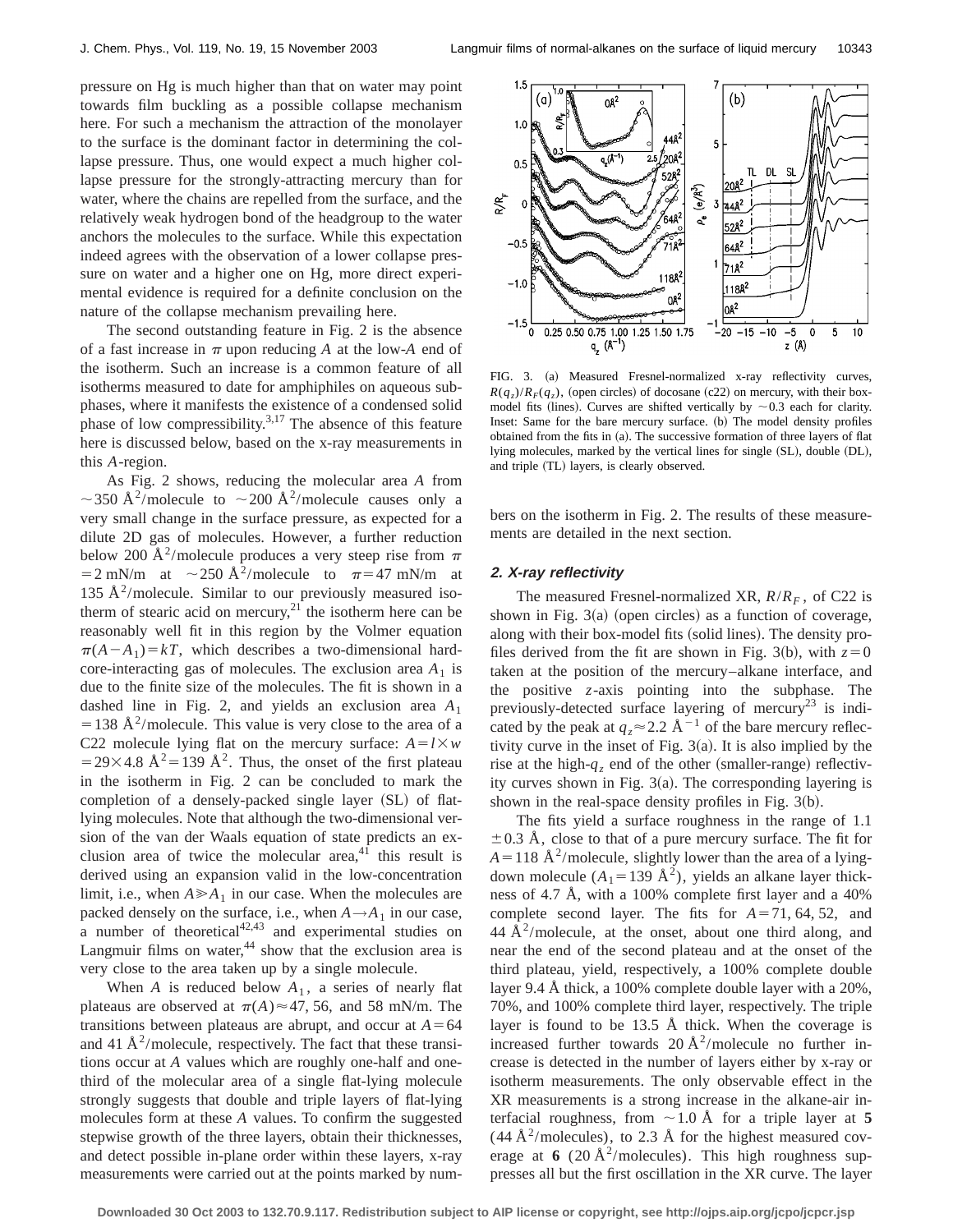pressure on Hg is much higher than that on water may point towards film buckling as a possible collapse mechanism here. For such a mechanism the attraction of the monolayer to the surface is the dominant factor in determining the collapse pressure. Thus, one would expect a much higher collapse pressure for the strongly-attracting mercury than for water, where the chains are repelled from the surface, and the relatively weak hydrogen bond of the headgroup to the water anchors the molecules to the surface. While this expectation indeed agrees with the observation of a lower collapse pressure on water and a higher one on Hg, more direct experimental evidence is required for a definite conclusion on the nature of the collapse mechanism prevailing here.

The second outstanding feature in Fig. 2 is the absence of a fast increase in $\pi$ upon reducing $A$ at the low-$A$ end of the isotherm. Such an increase is a common feature of all isotherms measured to date for amphiphiles on aqueous subphases, where it manifests the existence of a condensed solid phase of low compressibility.[3,17] The absence of this feature here is discussed below, based on the x-ray measurements in this $A$-region.

As Fig. 2 shows, reducing the molecular area $A$ from $\sim 350$ Å$^2$/molecule to $\sim 200$ Å$^2$/molecule causes only a very small change in the surface pressure, as expected for a dilute 2D gas of molecules. However, a further reduction below 200 Å$^2$/molecule produces a very steep rise from $\pi = 2$ mN/m at $\sim 250$ Å$^2$/molecule to $\pi = 47$ mN/m at 135 Å$^2$/molecule. Similar to our previously measured isotherm of stearic acid on mercury,[21] the isotherm here can be reasonably well fit in this region by the Volmer equation $\pi(A - A_1) = kT$, which describes a two-dimensional hard-core-interacting gas of molecules. The exclusion area $A_1$ is due to the finite size of the molecules. The fit is shown in a dashed line in Fig. 2, and yields an exclusion area $A_1 = 138$ Å$^2$/molecule. This value is very close to the area of a C22 molecule lying flat on the mercury surface: $A = l \times w = 29 \times 4.8$ Å$^2 = 139$ Å$^2$. Thus, the onset of the first plateau in the isotherm in Fig. 2 can be concluded to mark the completion of a densely-packed single layer (SL) of flat-lying molecules. Note that although the two-dimensional version of the van der Waals equation of state predicts an exclusion area of twice the molecular area,[41] this result is derived using an expansion valid in the low-concentration limit, i.e., when $A \gg A_1$ in our case. When the molecules are packed densely on the surface, i.e., when $A \to A_1$ in our case, a number of theoretical[42,43] and experimental studies on Langmuir films on water,[44] show that the exclusion area is very close to the area taken up by a single molecule.

When $A$ is reduced below $A_1$, a series of nearly flat plateaus are observed at $\pi(A) \approx 47$, 56, and 58 mN/m. The transitions between plateaus are abrupt, and occur at $A = 64$ and 41 Å$^2$/molecule, respectively. The fact that these transitions occur at $A$ values which are roughly one-half and one-third of the molecular area of a single flat-lying molecule strongly suggests that double and triple layers of flat-lying molecules form at these $A$ values. To confirm the suggested stepwise growth of the three layers, obtain their thicknesses, and detect possible in-plane order within these layers, x-ray measurements were carried out at the points marked by numbers on the isotherm in Fig. 2. The results of these measurements are detailed in the next section.

FIG. 3. (a) Measured Fresnel-normalized x-ray reflectivity curves, $R(q_z)/R_F(q_z)$, (open circles) of docosane (c22) on mercury, with their box-model fits (lines). Curves are shifted vertically by $\sim 0.3$ each for clarity. Inset: Same for the bare mercury surface. (b) The model density profiles obtained from the fits in (a). The successive formation of three layers of flat lying molecules, marked by the vertical lines for single (SL), double (DL), and triple (TL) layers, is clearly observed.

## 2. X-ray reflectivity

The measured Fresnel-normalized XR, $R/R_F$, of C22 is shown in Fig. 3(a) (open circles) as a function of coverage, along with their box-model fits (solid lines). The density profiles derived from the fit are shown in Fig. 3(b), with $z = 0$ taken at the position of the mercury–alkane interface, and the positive $z$-axis pointing into the subphase. The previously-detected surface layering of mercury[23] is indicated by the peak at $q_z \approx 2.2$ Å$^{-1}$ of the bare mercury reflectivity curve in the inset of Fig. 3(a). It is also implied by the rise at the high-$q_z$ end of the other (smaller-range) reflectivity curves shown in Fig. 3(a). The corresponding layering is shown in the real-space density profiles in Fig. 3(b).

The fits yield a surface roughness in the range of $1.1 \pm 0.3$ Å, close to that of a pure mercury surface. The fit for $A = 118$ Å$^2$/molecule, slightly lower than the area of a lying-down molecule ($A_1 = 139$ Å$^2$), yields an alkane layer thickness of 4.7 Å, with a 100% complete first layer and a 40% complete second layer. The fits for $A = 71$, 64, 52, and 44 Å$^2$/molecule, at the onset, about one third along, and near the end of the second plateau and at the onset of the third plateau, yield, respectively, a 100% complete double layer 9.4 Å thick, a 100% complete double layer with a 20%, 70%, and 100% complete third layer, respectively. The triple layer is found to be 13.5 Å thick. When the coverage is increased further towards 20 Å$^2$/molecule no further increase is detected in the number of layers either by x-ray or isotherm measurements. The only observable effect in the XR measurements is a strong increase in the alkane-air interfacial roughness, from $\sim 1.0$ Å for a triple layer at **5** (44 Å$^2$/molecules), to 2.3 Å for the highest measured coverage at **6** (20 Å$^2$/molecules). This high roughness suppresses all but the first oscillation in the XR curve. The layer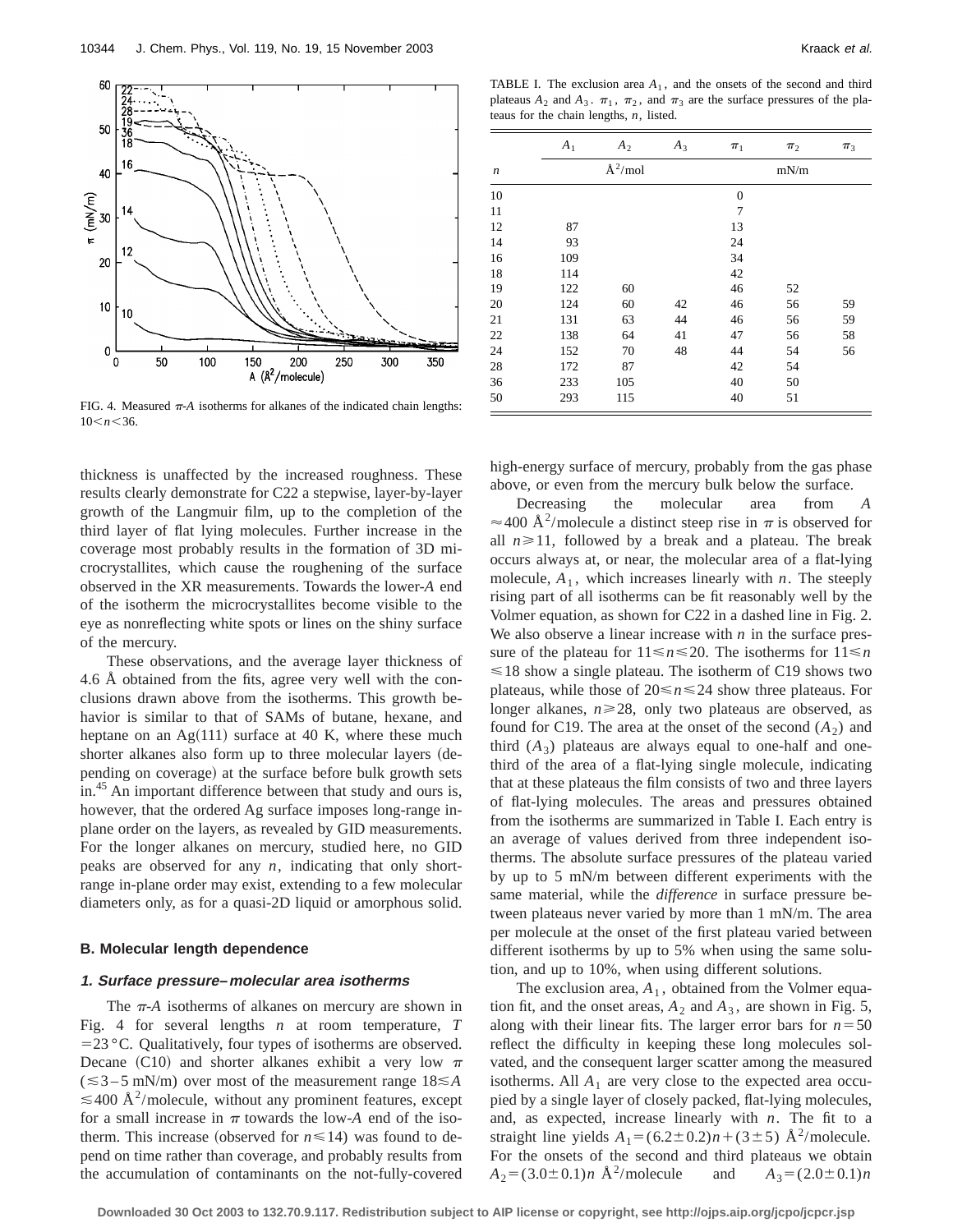FIG. 4. Measured $\pi$-$A$ isotherms for alkanes of the indicated chain lengths: $10<n<36$.

TABLE I. The exclusion area $A_1$, and the onsets of the second and third plateaus $A_2$ and $A_3$. $\pi_1$, $\pi_2$, and $\pi_3$ are the surface pressures of the plateaus for the chain lengths, $n$, listed.

| $n$ | $A_1$ | $A_2$ | $A_3$ | $\pi_1$ | $\pi_2$ | $\pi_3$ |
|---|---|---|---|---|---|---|
| | | Å$^2$/mol | | | mN/m | |
| 10 | | | | 0 | | |
| 11 | | | | 7 | | |
| 12 | 87 | | | 13 | | |
| 14 | 93 | | | 24 | | |
| 16 | 109 | | | 34 | | |
| 18 | 114 | | | 42 | | |
| 19 | 122 | 60 | | 46 | 52 | |
| 20 | 124 | 60 | 42 | 46 | 56 | 59 |
| 21 | 131 | 63 | 44 | 46 | 56 | 59 |
| 22 | 138 | 64 | 41 | 47 | 56 | 58 |
| 24 | 152 | 70 | 48 | 44 | 54 | 56 |
| 28 | 172 | 87 | | 42 | 54 | |
| 36 | 233 | 105 | | 40 | 50 | |
| 50 | 293 | 115 | | 40 | 51 | |

thickness is unaffected by the increased roughness. These results clearly demonstrate for C22 a stepwise, layer-by-layer growth of the Langmuir film, up to the completion of the third layer of flat lying molecules. Further increase in the coverage most probably results in the formation of 3D microcrystallites, which cause the roughening of the surface observed in the XR measurements. Towards the lower-$A$ end of the isotherm the microcrystallites become visible to the eye as nonreflecting white spots or lines on the shiny surface of the mercury.

These observations, and the average layer thickness of 4.6 Å obtained from the fits, agree very well with the conclusions drawn above from the isotherms. This growth behavior is similar to that of SAMs of butane, hexane, and heptane on an Ag(111) surface at 40 K, where these much shorter alkanes also form up to three molecular layers (depending on coverage) at the surface before bulk growth sets in.[45] An important difference between that study and ours is, however, that the ordered Ag surface imposes long-range in-plane order on the layers, as revealed by GID measurements. For the longer alkanes on mercury, studied here, no GID peaks are observed for any $n$, indicating that only short-range in-plane order may exist, extending to a few molecular diameters only, as for a quasi-2D liquid or amorphous solid.

### B. Molecular length dependence

#### *1. Surface pressure–molecular area isotherms*

The $\pi$-$A$ isotherms of alkanes on mercury are shown in Fig. 4 for several lengths $n$ at room temperature, $T = 23\,°\mathrm{C}$. Qualitatively, four types of isotherms are observed. Decane (C10) and shorter alkanes exhibit a very low $\pi$ ($\lesssim 3$–5 mN/m) over most of the measurement range $18 \lesssim A \lesssim 400$ Å$^2$/molecule, without any prominent features, except for a small increase in $\pi$ towards the low-$A$ end of the isotherm. This increase (observed for $n \leqslant 14$) was found to depend on time rather than coverage, and probably results from the accumulation of contaminants on the not-fully-covered high-energy surface of mercury, probably from the gas phase above, or even from the mercury bulk below the surface.

Decreasing the molecular area from $A \approx 400$ Å$^2$/molecule a distinct steep rise in $\pi$ is observed for all $n \geqslant 11$, followed by a break and a plateau. The break occurs always at, or near, the molecular area of a flat-lying molecule, $A_1$, which increases linearly with $n$. The steeply rising part of all isotherms can be fit reasonably well by the Volmer equation, as shown for C22 in a dashed line in Fig. 2. We also observe a linear increase with $n$ in the surface pressure of the plateau for $11 \leqslant n \leqslant 20$. The isotherms for $11 \leqslant n \leqslant 18$ show a single plateau. The isotherm of C19 shows two plateaus, while those of $20 \leqslant n \leqslant 24$ show three plateaus. For longer alkanes, $n \geqslant 28$, only two plateaus are observed, as found for C19. The area at the onset of the second ($A_2$) and third ($A_3$) plateaus are always equal to one-half and one-third of the area of a flat-lying single molecule, indicating that at these plateaus the film consists of two and three layers of flat-lying molecules. The areas and pressures obtained from the isotherms are summarized in Table I. Each entry is an average of values derived from three independent isotherms. The absolute surface pressures of the plateau varied by up to 5 mN/m between different experiments with the same material, while the *difference* in surface pressure between plateaus never varied by more than 1 mN/m. The area per molecule at the onset of the first plateau varied between different isotherms by up to 5% when using the same solution, and up to 10%, when using different solutions.

The exclusion area, $A_1$, obtained from the Volmer equation fit, and the onset areas, $A_2$ and $A_3$, are shown in Fig. 5, along with their linear fits. The larger error bars for $n=50$ reflect the difficulty in keeping these long molecules solvated, and the consequent larger scatter among the measured isotherms. All $A_1$ are very close to the expected area occupied by a single layer of closely packed, flat-lying molecules, and, as expected, increase linearly with $n$. The fit to a straight line yields $A_1 = (6.2 \pm 0.2)n + (3 \pm 5)$ Å$^2$/molecule. For the onsets of the second and third plateaus we obtain $A_2 = (3.0 \pm 0.1)n$ Å$^2$/molecule and $A_3 = (2.0 \pm 0.1)n$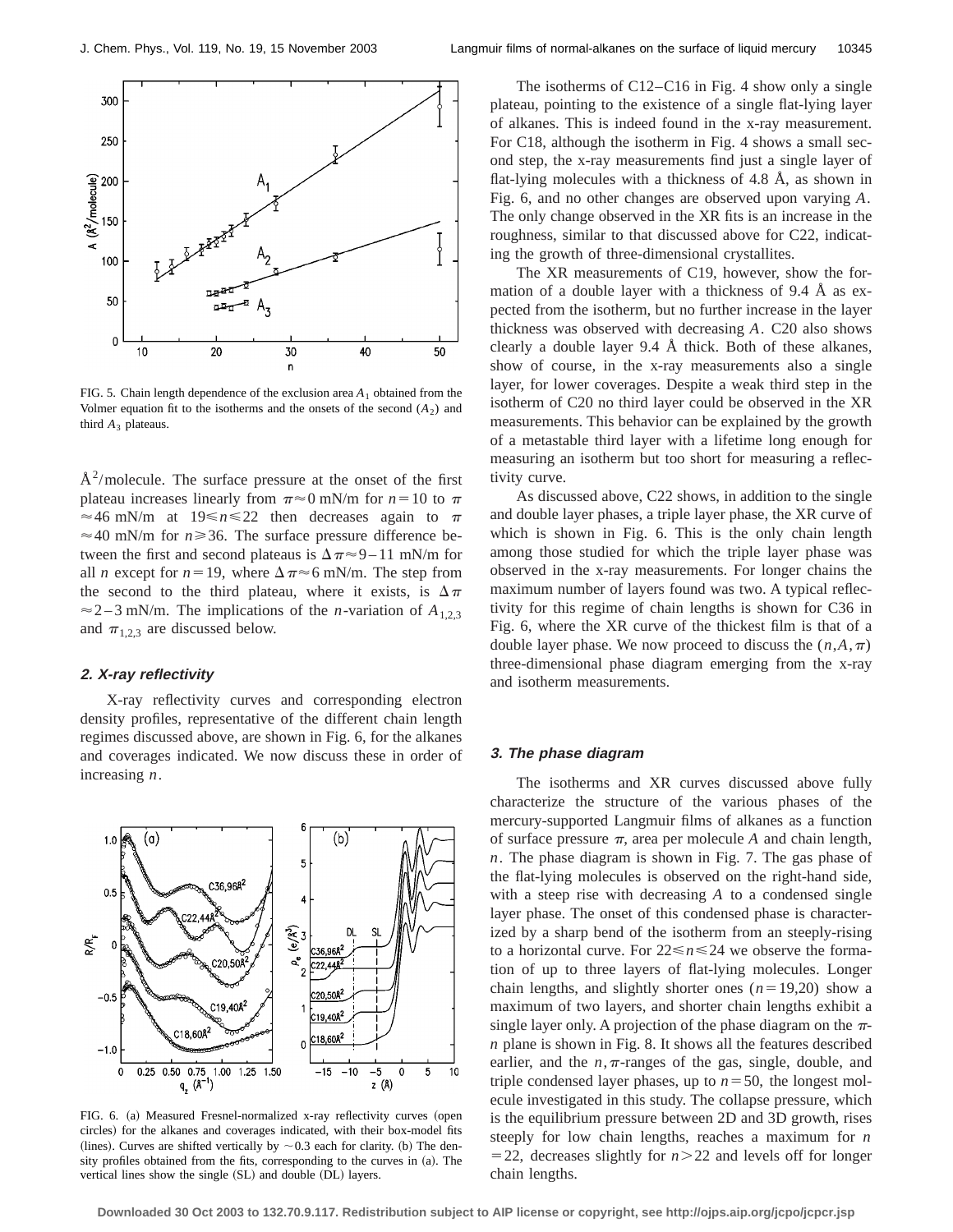FIG. 5. Chain length dependence of the exclusion area $A_1$ obtained from the Volmer equation fit to the isotherms and the onsets of the second ($A_2$) and third $A_3$ plateaus.

Å$^2$/molecule. The surface pressure at the onset of the first plateau increases linearly from $\pi \approx 0$ mN/m for $n=10$ to $\pi \approx 46$ mN/m at $19 \leqslant n \leqslant 22$ then decreases again to $\pi \approx 40$ mN/m for $n \geqslant 36$. The surface pressure difference between the first and second plateaus is $\Delta\pi \approx 9-11$ mN/m for all $n$ except for $n=19$, where $\Delta\pi \approx 6$ mN/m. The step from the second to the third plateau, where it exists, is $\Delta\pi \approx 2-3$ mN/m. The implications of the $n$-variation of $A_{1,2,3}$ and $\pi_{1,2,3}$ are discussed below.

#### 2. X-ray reflectivity

X-ray reflectivity curves and corresponding electron density profiles, representative of the different chain length regimes discussed above, are shown in Fig. 6, for the alkanes and coverages indicated. We now discuss these in order of increasing $n$.

FIG. 6. (a) Measured Fresnel-normalized x-ray reflectivity curves (open circles) for the alkanes and coverages indicated, with their box-model fits (lines). Curves are shifted vertically by $\sim 0.3$ each for clarity. (b) The density profiles obtained from the fits, corresponding to the curves in (a). The vertical lines show the single (SL) and double (DL) layers.

The isotherms of C12–C16 in Fig. 4 show only a single plateau, pointing to the existence of a single flat-lying layer of alkanes. This is indeed found in the x-ray measurement. For C18, although the isotherm in Fig. 4 shows a small second step, the x-ray measurements find just a single layer of flat-lying molecules with a thickness of 4.8 Å, as shown in Fig. 6, and no other changes are observed upon varying $A$. The only change observed in the XR fits is an increase in the roughness, similar to that discussed above for C22, indicating the growth of three-dimensional crystallites.

The XR measurements of C19, however, show the formation of a double layer with a thickness of 9.4 Å as expected from the isotherm, but no further increase in the layer thickness was observed with decreasing $A$. C20 also shows clearly a double layer 9.4 Å thick. Both of these alkanes, show of course, in the x-ray measurements also a single layer, for lower coverages. Despite a weak third step in the isotherm of C20 no third layer could be observed in the XR measurements. This behavior can be explained by the growth of a metastable third layer with a lifetime long enough for measuring an isotherm but too short for measuring a reflectivity curve.

As discussed above, C22 shows, in addition to the single and double layer phases, a triple layer phase, the XR curve of which is shown in Fig. 6. This is the only chain length among those studied for which the triple layer phase was observed in the x-ray measurements. For longer chains the maximum number of layers found was two. A typical reflectivity for this regime of chain lengths is shown for C36 in Fig. 6, where the XR curve of the thickest film is that of a double layer phase. We now proceed to discuss the $(n, A, \pi)$ three-dimensional phase diagram emerging from the x-ray and isotherm measurements.

#### 3. The phase diagram

The isotherms and XR curves discussed above fully characterize the structure of the various phases of the mercury-supported Langmuir films of alkanes as a function of surface pressure $\pi$, area per molecule $A$ and chain length, $n$. The phase diagram is shown in Fig. 7. The gas phase of the flat-lying molecules is observed on the right-hand side, with a steep rise with decreasing $A$ to a condensed single layer phase. The onset of this condensed phase is characterized by a sharp bend of the isotherm from an steeply-rising to a horizontal curve. For $22 \leqslant n \leqslant 24$ we observe the formation of up to three layers of flat-lying molecules. Longer chain lengths, and slightly shorter ones ($n=19,20$) show a maximum of up to two layers, and shorter chain lengths exhibit a single layer only. A projection of the phase diagram on the $\pi$-$n$ plane is shown in Fig. 8. It shows all the features described earlier, and the $n,\pi$-ranges of the gas, single, double, and triple condensed layer phases, up to $n=50$, the longest molecule investigated in this study. The collapse pressure, which is the equilibrium pressure between 2D and 3D growth, rises steeply for low chain lengths, reaches a maximum for $n=22$, decreases slightly for $n>22$ and levels off for longer chain lengths.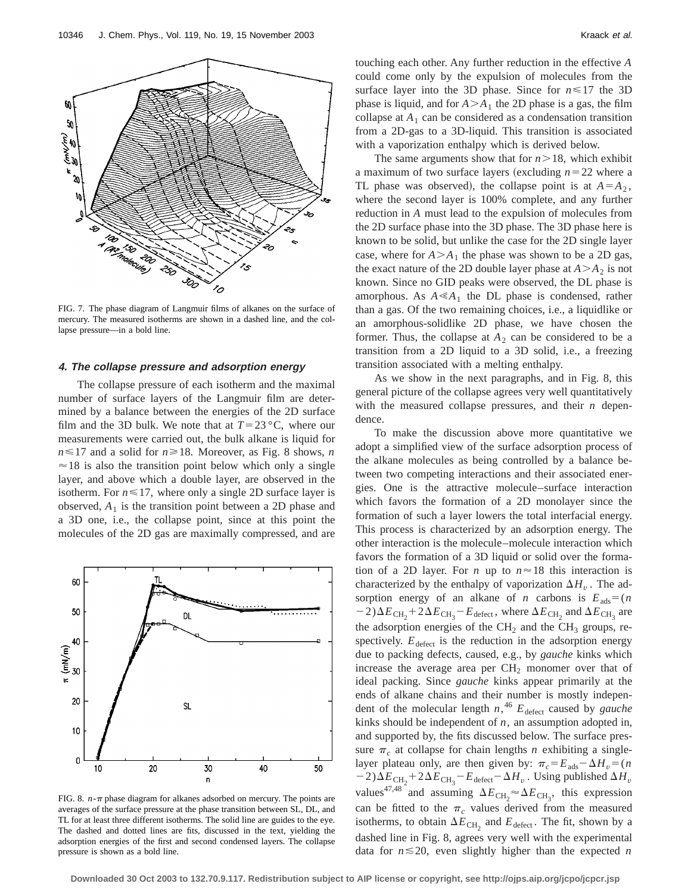FIG. 7. The phase diagram of Langmuir films of alkanes on the surface of mercury. The measured isotherms are shown in a dashed line, and the collapse pressure—in a bold line.

### 4. The collapse pressure and adsorption energy

The collapse pressure of each isotherm and the maximal number of surface layers of the Langmuir film are determined by a balance between the energies of the 2D surface film and the 3D bulk. We note that at $T=23\,°\mathrm{C}$, where our measurements were carried out, the bulk alkane is liquid for $n \leqslant 17$ and a solid for $n \geqslant 18$. Moreover, as Fig. 8 shows, $n \approx 18$ is also the transition point below which only a single layer, and above which a double layer, are observed in the isotherm. For $n \leqslant 17$, where only a single 2D surface layer is observed, $A_1$ is the transition point between a 2D phase and a 3D one, i.e., the collapse point, since at this point the molecules of the 2D gas are maximally compressed, and are touching each other. Any further reduction in the effective $A$ could come only by the expulsion of molecules from the surface layer into the 3D phase. Since for $n \leqslant 17$ the 3D phase is liquid, and for $A > A_1$ the 2D phase is a gas, the film collapse at $A_1$ can be considered as a condensation transition from a 2D-gas to a 3D-liquid. This transition is associated with a vaporization enthalpy which is derived below.

The same arguments show that for $n > 18$, which exhibit a maximum of two surface layers (excluding $n=22$ where a TL phase was observed), the collapse point is at $A=A_2$, where the second layer is 100% complete, and any further reduction in $A$ must lead to the expulsion of molecules from the 2D surface phase into the 3D phase. The 3D phase here is known to be solid, but unlike the case for the 2D single layer case, where for $A > A_1$ the phase was shown to be a 2D gas, the exact nature of the 2D double layer phase at $A > A_2$ is not known. Since no GID peaks were observed, the DL phase is amorphous. As $A \ll A_1$ the DL phase is condensed, rather than a gas. Of the two remaining choices, i.e., a liquidlike or an amorphous-solidlike 2D phase, we have chosen the former. Thus, the collapse at $A_2$ can be considered to be a transition from a 2D liquid to a 3D solid, i.e., a freezing transition associated with a melting enthalpy.

As we show in the next paragraphs, and in Fig. 8, this general picture of the collapse agrees very well quantitatively with the measured collapse pressures, and their $n$ dependence.

FIG. 8. $n$-$\pi$ phase diagram for alkanes adsorbed on mercury. The points are averages of the surface pressure at the phase transition between SL, DL, and TL for at least three different isotherms. The solid line are guides to the eye. The dashed and dotted lines are fits, discussed in the text, yielding the adsorption energies of the first and second condensed layers. The collapse pressure is shown as a bold line.

To make the discussion above more quantitative we adopt a simplified view of the surface adsorption process of the alkane molecules as being controlled by a balance between two competing interactions and their associated energies. One is the attractive molecule–surface interaction which favors the formation of a 2D monolayer since the formation of such a layer lowers the total interfacial energy. This process is characterized by an adsorption energy. The other interaction is the molecule–molecule interaction which favors the formation of a 3D liquid or solid over the formation of a 2D layer. For $n$ up to $n \approx 18$ this interaction is characterized by the enthalpy of vaporization $\Delta H_v$. The adsorption energy of an alkane of $n$ carbons is $E_{\mathrm{ads}}=(n-2)\Delta E_{\mathrm{CH}_2}+2\Delta E_{\mathrm{CH}_3}-E_{\mathrm{defect}}$, where $\Delta E_{\mathrm{CH}_2}$ and $\Delta E_{\mathrm{CH}_3}$ are the adsorption energies of the $CH_2$ and the $CH_3$ groups, respectively. $E_{\mathrm{defect}}$ is the reduction in the adsorption energy due to packing defects, caused, e.g., by *gauche* kinks which increase the average area per $CH_2$ monomer over that of ideal packing. Since *gauche* kinks appear primarily at the ends of alkane chains and their number is mostly independent of the molecular length $n$,[46] $E_{\mathrm{defect}}$ caused by *gauche* kinks should be independent of $n$, an assumption adopted in, and supported by, the fits discussed below. The surface pressure $\pi_c$ at collapse for chain lengths $n$ exhibiting a single-layer plateau only, are then given by: $\pi_c=E_{\mathrm{ads}}-\Delta H_v=(n-2)\Delta E_{\mathrm{CH}_2}+2\Delta E_{\mathrm{CH}_3}-E_{\mathrm{defect}}-\Delta H_v$. Using published $\Delta H_v$ values[47,48] and assuming $\Delta E_{\mathrm{CH}_2} \approx \Delta E_{\mathrm{CH}_3}$, this expression can be fitted to the $\pi_c$ values derived from the measured isotherms, to obtain $\Delta E_{\mathrm{CH}_2}$ and $E_{\mathrm{defect}}$. The fit, shown by a dashed line in Fig. 8, agrees very well with the experimental data for $n \lesssim 20$, even slightly higher than the expected $n$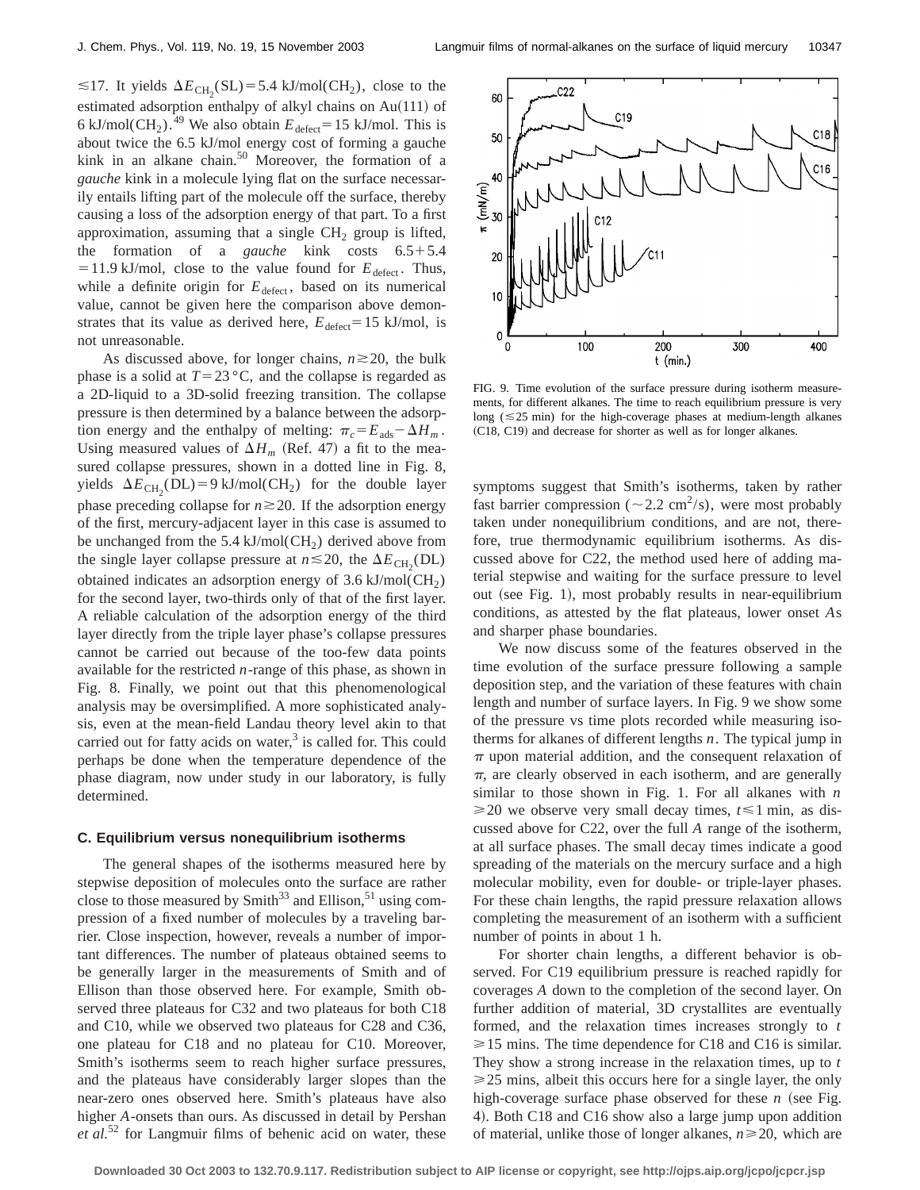≲17. It yields $\Delta E_{CH_2}(SL) = 5.4$ kJ/mol($CH_2$), close to the estimated adsorption enthalpy of alkyl chains on Au(111) of 6 kJ/mol($CH_2$).[49] We also obtain $E_{defect} = 15$ kJ/mol. This is about twice the 6.5 kJ/mol energy cost of forming a gauche kink in an alkane chain.[50] Moreover, the formation of a *gauche* kink in a molecule lying flat on the surface necessarily entails lifting part of the molecule off the surface, thereby causing a loss of the adsorption energy of that part. To a first approximation, assuming that a single $CH_2$ group is lifted, the formation of a *gauche* kink costs $6.5 + 5.4 = 11.9$ kJ/mol, close to the value found for $E_{defect}$. Thus, while a definite origin for $E_{defect}$, based on its numerical value, cannot be given here the comparison above demonstrates that its value as derived here, $E_{defect} = 15$ kJ/mol, is not unreasonable.

As discussed above, for longer chains, $n \gtrsim 20$, the bulk phase is a solid at $T = 23\,°C$, and the collapse is regarded as a 2D-liquid to a 3D-solid freezing transition. The collapse pressure is then determined by a balance between the adsorption energy and the enthalpy of melting: $\pi_c = E_{ads} - \Delta H_m$. Using measured values of $\Delta H_m$ (Ref. 47) a fit to the measured collapse pressures, shown in a dotted line in Fig. 8, yields $\Delta E_{CH_2}(DL) = 9$ kJ/mol($CH_2$) for the double layer phase preceding collapse for $n \gtrsim 20$. If the adsorption energy of the first, mercury-adjacent layer in this case is assumed to be unchanged from the 5.4 kJ/mol($CH_2$) derived above from the single layer collapse pressure at $n \lesssim 20$, the $\Delta E_{CH_2}(DL)$ obtained indicates an adsorption energy of 3.6 kJ/mol($CH_2$) for the second layer, two-thirds only of that of the first layer. A reliable calculation of the adsorption energy of the third layer directly from the triple layer phase's collapse pressures cannot be carried out because of the too-few data points available for the restricted $n$-range of this phase, as shown in Fig. 8. Finally, we point out that this phenomenological analysis may be oversimplified. A more sophisticated analysis, even at the mean-field Landau theory level akin to that carried out for fatty acids on water,[3] is called for. This could perhaps be done when the temperature dependence of the phase diagram, now under study in our laboratory, is fully determined.

### C. Equilibrium versus nonequilibrium isotherms

The general shapes of the isotherms measured here by stepwise deposition of molecules onto the surface are rather close to those measured by Smith[33] and Ellison,[51] using compression of a fixed number of molecules by a traveling barrier. Close inspection, however, reveals a number of important differences. The number of plateaus obtained seems to be generally larger in the measurements of Smith and of Ellison than those observed here. For example, Smith observed three plateaus for C32 and two plateaus for both C18 and C10, while we observed two plateaus for C28 and C36, one plateau for C18 and no plateau for C10. Moreover, Smith's isotherms seem to reach higher surface pressures, and the plateaus have considerably larger slopes than the near-zero ones observed here. Smith's plateaus have also higher $A$-onsets than ours. As discussed in detail by Pershan *et al.*[52] for Langmuir films of behenic acid on water, these symptoms suggest that Smith's isotherms, taken by rather fast barrier compression ($\sim 2.2$ cm$^2$/s), were most probably taken under nonequilibrium conditions, and are not, therefore, true thermodynamic equilibrium isotherms. As discussed above for C22, the method used here of adding material stepwise and waiting for the surface pressure to level out (see Fig. 1), most probably results in near-equilibrium conditions, as attested by the flat plateaus, lower onset $A$s and sharper phase boundaries.

FIG. 9. Time evolution of the surface pressure during isotherm measurements, for different alkanes. The time to reach equilibrium pressure is very long (≲25 min) for the high-coverage phases at medium-length alkanes (C18, C19) and decrease for shorter as well as for longer alkanes.

We now discuss some of the features observed in the time evolution of the surface pressure following a sample deposition step, and the variation of these features with chain length and number of surface layers. In Fig. 9 we show some of the pressure vs time plots recorded while measuring isotherms for alkanes of different lengths $n$. The typical jump in $\pi$ upon material addition, and the consequent relaxation of $\pi$, are clearly observed in each isotherm, and are generally similar to those shown in Fig. 1. For all alkanes with $n \geqslant 20$ we observe very small decay times, $t \leqslant 1$ min, as discussed above for C22, over the full $A$ range of the isotherm, at all surface phases. The small decay times indicate a good spreading of the materials on the mercury surface and a high molecular mobility, even for double- or triple-layer phases. For these chain lengths, the rapid pressure relaxation allows completing the measurement of an isotherm with a sufficient number of points in about 1 h.

For shorter chain lengths, a different behavior is observed. For C19 equilibrium pressure is reached rapidly for coverages $A$ down to the completion of the second layer. On further addition of material, 3D crystallites are eventually formed, and the relaxation times increases strongly to $t \geqslant 15$ mins. The time dependence for C18 and C16 is similar. They show a strong increase in the relaxation times, up to $t \geqslant 25$ mins, albeit this occurs here for a single layer, the only high-coverage surface phase observed for these $n$ (see Fig. 4). Both C18 and C16 show also a large jump upon addition of material, unlike those of longer alkanes, $n \geqslant 20$, which are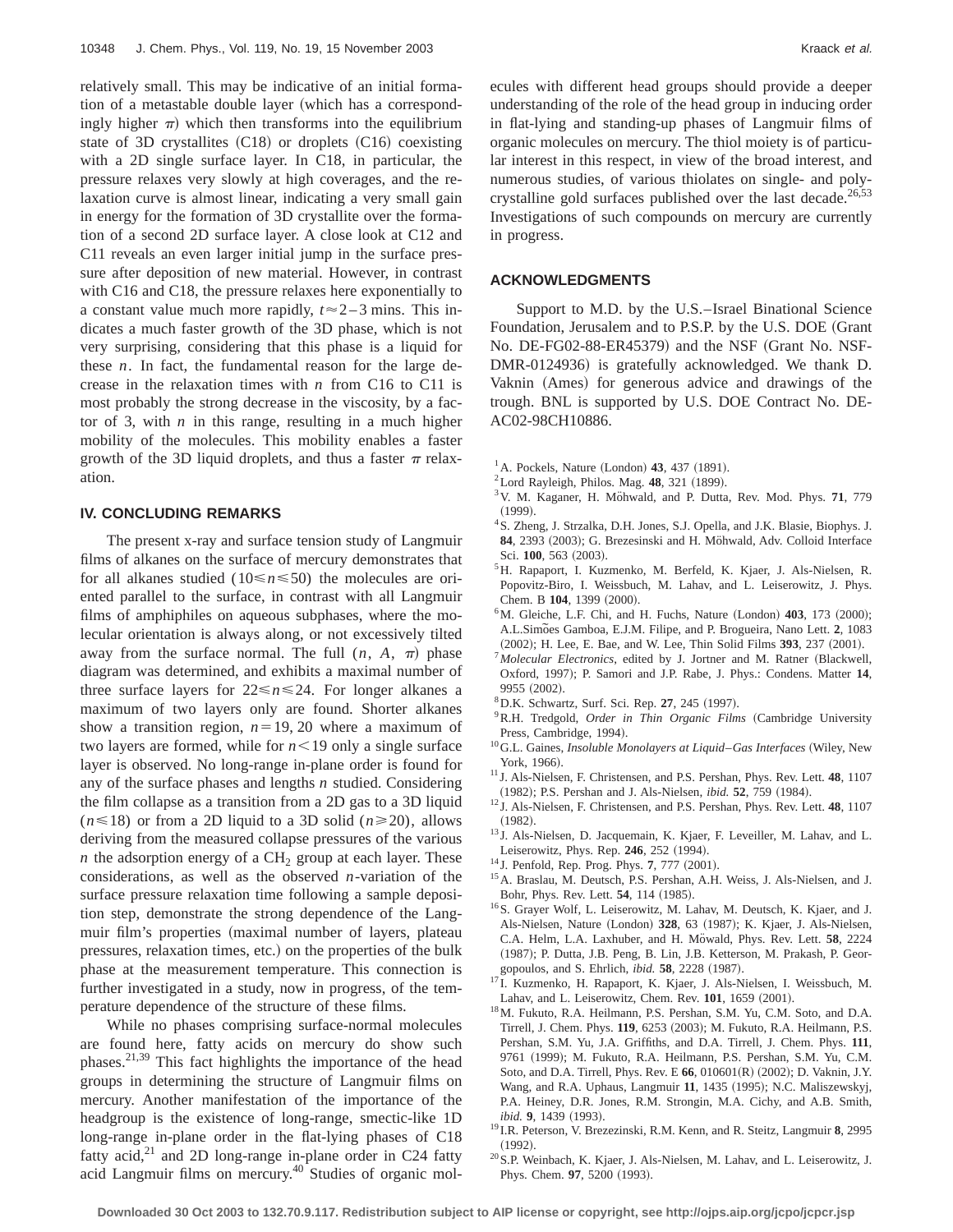relatively small. This may be indicative of an initial formation of a metastable double layer (which has a correspondingly higher $\pi$) which then transforms into the equilibrium state of 3D crystallites (C18) or droplets (C16) coexisting with a 2D single surface layer. In C18, in particular, the pressure relaxes very slowly at high coverages, and the relaxation curve is almost linear, indicating a very small gain in energy for the formation of 3D crystallite over the formation of a second 2D surface layer. A close look at C12 and C11 reveals an even larger initial jump in the surface pressure after deposition of new material. However, in contrast with C16 and C18, the pressure relaxes here exponentially to a constant value much more rapidly, $t \approx 2-3$ mins. This indicates a much faster growth of the 3D phase, which is not very surprising, considering that this phase is a liquid for these $n$. In fact, the fundamental reason for the large decrease in the relaxation times with $n$ from C16 to C11 is most probably the strong decrease in the viscosity, by a factor of 3, with $n$ in this range, resulting in a much higher mobility of the molecules. This mobility enables a faster growth of the 3D liquid droplets, and thus a faster $\pi$ relaxation.

## IV. CONCLUDING REMARKS

The present x-ray and surface tension study of Langmuir films of alkanes on the surface of mercury demonstrates that for all alkanes studied ($10 \leq n \leq 50$) the molecules are oriented parallel to the surface, in contrast with all Langmuir films of amphiphiles on aqueous subphases, where the molecular orientation is always along, or not excessively tilted away from the surface normal. The full ($n$, $A$, $\pi$) phase diagram was determined, and exhibits a maximal number of three surface layers for $22 \leq n \leq 24$. For longer alkanes a maximum of two layers only are found. Shorter alkanes show a transition region, $n = 19, 20$ where a maximum of two layers are formed, while for $n < 19$ only a single surface layer is observed. No long-range in-plane order is found for any of the surface phases and lengths $n$ studied. Considering the film collapse as a transition from a 2D gas to a 3D liquid ($n \leq 18$) or from a 2D liquid to a 3D solid ($n \geq 20$), allows deriving from the measured collapse pressures of the various $n$ the adsorption energy of a $CH_2$ group at each layer. These considerations, as well as the observed $n$-variation of the surface pressure relaxation time following a sample deposition step, demonstrate the strong dependence of the Langmuir film's properties (maximal number of layers, plateau pressures, relaxation times, etc.) on the properties of the bulk phase at the measurement temperature. This connection is further investigated in a study, now in progress, of the temperature dependence of the structure of these films.

While no phases comprising surface-normal molecules are found here, fatty acids on mercury do show such phases.[21,39] This fact highlights the importance of the head groups in determining the structure of Langmuir films on mercury. Another manifestation of the importance of the headgroup is the existence of long-range, smectic-like 1D long-range in-plane order in the flat-lying phases of C18 fatty acid,[21] and 2D long-range in-plane order in C24 fatty acid Langmuir films on mercury.[40] Studies of organic molecules with different head groups should provide a deeper understanding of the role of the head group in inducing order in flat-lying and standing-up phases of Langmuir films of organic molecules on mercury. The thiol moiety is of particular interest in this respect, in view of the broad interest, and numerous studies, of various thiolates on single- and polycrystalline gold surfaces published over the last decade.[26,53] Investigations of such compounds on mercury are currently in progress.

## ACKNOWLEDGMENTS

Support to M.D. by the U.S.–Israel Binational Science Foundation, Jerusalem and to P.S.P. by the U.S. DOE (Grant No. DE-FG02-88-ER45379) and the NSF (Grant No. NSF-DMR-0124936) is gratefully acknowledged. We thank D. Vaknin (Ames) for generous advice and drawings of the trough. BNL is supported by U.S. DOE Contract No. DE-AC02-98CH10886.

[1] A. Pockels, Nature (London) **43**, 437 (1891).
[2] Lord Rayleigh, Philos. Mag. **48**, 321 (1899).
[3] V. M. Kaganer, H. Möhwald, and P. Dutta, Rev. Mod. Phys. **71**, 779 (1999).
[4] S. Zheng, J. Strzalka, D.H. Jones, S.J. Opella, and J.K. Blasie, Biophys. J. **84**, 2393 (2003); G. Brezesinski and H. Möhwald, Adv. Colloid Interface Sci. **100**, 563 (2003).
[5] H. Rapaport, I. Kuzmenko, M. Berfeld, K. Kjaer, J. Als-Nielsen, R. Popovitz-Biro, I. Weissbuch, M. Lahav, and L. Leiserowitz, J. Phys. Chem. B **104**, 1399 (2000).
[6] M. Gleiche, L.F. Chi, and H. Fuchs, Nature (London) **403**, 173 (2000); A.L.Simões Gamboa, E.J.M. Filipe, and P. Brogueira, Nano Lett. **2**, 1083 (2002); H. Lee, E. Bae, and W. Lee, Thin Solid Films **393**, 237 (2001).
[7] *Molecular Electronics*, edited by J. Jortner and M. Ratner (Blackwell, Oxford, 1997); P. Samori and J.P. Rabe, J. Phys.: Condens. Matter **14**, 9955 (2002).
[8] D.K. Schwartz, Surf. Sci. Rep. **27**, 245 (1997).
[9] R.H. Tredgold, *Order in Thin Organic Films* (Cambridge University Press, Cambridge, 1994).
[10] G.L. Gaines, *Insoluble Monolayers at Liquid–Gas Interfaces* (Wiley, New York, 1966).
[11] J. Als-Nielsen, F. Christensen, and P.S. Pershan, Phys. Rev. Lett. **48**, 1107 (1982); P.S. Pershan and J. Als-Nielsen, *ibid.* **52**, 759 (1984).
[12] J. Als-Nielsen, F. Christensen, and P.S. Pershan, Phys. Rev. Lett. **48**, 1107 (1982).
[13] J. Als-Nielsen, D. Jacquemain, K. Kjaer, F. Leveiller, M. Lahav, and L. Leiserowitz, Phys. Rep. **246**, 252 (1994).
[14] J. Penfold, Rep. Prog. Phys. **7**, 777 (2001).
[15] A. Braslau, M. Deutsch, P.S. Pershan, A.H. Weiss, J. Als-Nielsen, and J. Bohr, Phys. Rev. Lett. **54**, 114 (1985).
[16] S. Grayer Wolf, L. Leiserowitz, M. Lahav, M. Deutsch, K. Kjaer, and J. Als-Nielsen, Nature (London) **328**, 63 (1987); K. Kjaer, J. Als-Nielsen, C.A. Helm, L.A. Laxhuber, and H. Möwald, Phys. Rev. Lett. **58**, 2224 (1987); P. Dutta, J.B. Peng, B. Lin, J.B. Ketterson, M. Prakash, P. Georgopoulos, and S. Ehrlich, *ibid.* **58**, 2228 (1987).
[17] I. Kuzmenko, H. Rapaport, K. Kjaer, J. Als-Nielsen, I. Weissbuch, M. Lahav, and L. Leiserowitz, Chem. Rev. **101**, 1659 (2001).
[18] M. Fukuto, R.A. Heilmann, P.S. Pershan, S.M. Yu, C.M. Soto, and D.A. Tirrell, J. Chem. Phys. **119**, 6253 (2003); M. Fukuto, R.A. Heilmann, P.S. Pershan, S.M. Yu, J.A. Griffiths, and D.A. Tirrell, J. Chem. Phys. **111**, 9761 (1999); M. Fukuto, R.A. Heilmann, P.S. Pershan, S.M. Yu, C.M. Soto, and D.A. Tirrell, Phys. Rev. E **66**, 010601(R) (2002); D. Vaknin, J.Y. Wang, and R.A. Uphaus, Langmuir **11**, 1435 (1995); N.C. Maliszewskyj, P.A. Heiney, D.R. Jones, R.M. Strongin, M.A. Cichy, and A.B. Smith, *ibid.* **9**, 1439 (1993).
[19] I.R. Peterson, V. Brezezinski, R.M. Kenn, and R. Steitz, Langmuir **8**, 2995 (1992).
[20] S.P. Weinbach, K. Kjaer, J. Als-Nielsen, M. Lahav, and L. Leiserowitz, J. Phys. Chem. **97**, 5200 (1993).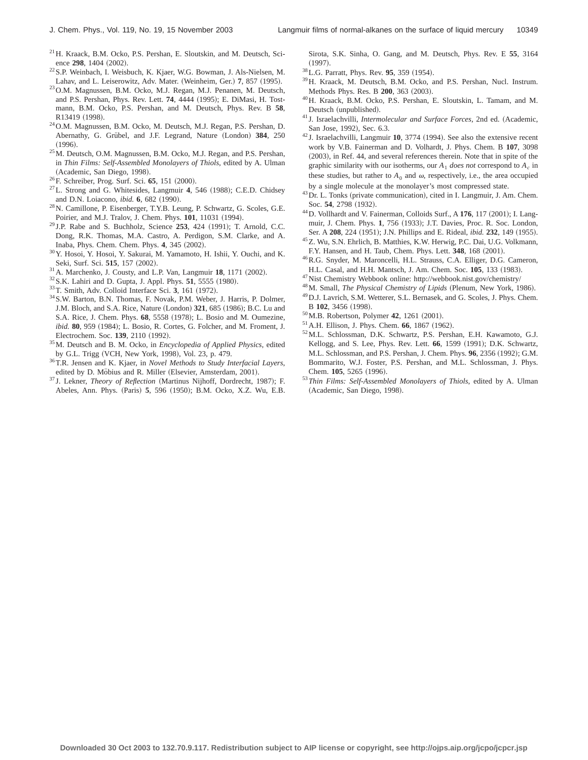[21] H. Kraack, B.M. Ocko, P.S. Pershan, E. Sloutskin, and M. Deutsch, Science **298**, 1404 (2002).

[22] S.P. Weinbach, I. Weisbuch, K. Kjaer, W.G. Bowman, J. Als-Nielsen, M. Lahav, and L. Leiserowitz, Adv. Mater. (Weinheim, Ger.) **7**, 857 (1995).

[23] O.M. Magnussen, B.M. Ocko, M.J. Regan, M.J. Penanen, M. Deutsch, and P.S. Pershan, Phys. Rev. Lett. **74**, 4444 (1995); E. DiMasi, H. Tostmann, B.M. Ocko, P.S. Pershan, and M. Deutsch, Phys. Rev. B **58**, R13419 (1998).

[24] O.M. Magnussen, B.M. Ocko, M. Deutsch, M.J. Regan, P.S. Pershan, D. Abernathy, G. Grübel, and J.F. Legrand, Nature (London) **384**, 250 (1996).

[25] M. Deutsch, O.M. Magnussen, B.M. Ocko, M.J. Regan, and P.S. Pershan, in *Thin Films: Self-Assembled Monolayers of Thiols*, edited by A. Ulman (Academic, San Diego, 1998).

[26] F. Schreiber, Prog. Surf. Sci. **65**, 151 (2000).

[27] L. Strong and G. Whitesides, Langmuir **4**, 546 (1988); C.E.D. Chidsey and D.N. Loiacono, *ibid.* **6**, 682 (1990).

[28] N. Camillone, P. Eisenberger, T.Y.B. Leung, P. Schwartz, G. Scoles, G.E. Poirier, and M.J. Tralov, J. Chem. Phys. **101**, 11031 (1994).

[29] J.P. Rabe and S. Buchholz, Science **253**, 424 (1991); T. Arnold, C.C. Dong, R.K. Thomas, M.A. Castro, A. Perdigon, S.M. Clarke, and A. Inaba, Phys. Chem. Chem. Phys. **4**, 345 (2002).

[30] Y. Hosoi, Y. Hosoi, Y. Sakurai, M. Yamamoto, H. Ishii, Y. Ouchi, and K. Seki, Surf. Sci. **515**, 157 (2002).

[31] A. Marchenko, J. Cousty, and L.P. Van, Langmuir **18**, 1171 (2002).

[32] S.K. Lahiri and D. Gupta, J. Appl. Phys. **51**, 5555 (1980).

[33] T. Smith, Adv. Colloid Interface Sci. **3**, 161 (1972).

[34] S.W. Barton, B.N. Thomas, F. Novak, P.M. Weber, J. Harris, P. Dolmer, J.M. Bloch, and S.A. Rice, Nature (London) **321**, 685 (1986); B.C. Lu and S.A. Rice, J. Chem. Phys. **68**, 5558 (1978); L. Bosio and M. Oumezine, *ibid.* **80**, 959 (1984); L. Bosio, R. Cortes, G. Folcher, and M. Froment, J. Electrochem. Soc. **139**, 2110 (1992).

[35] M. Deutsch and B. M. Ocko, in *Encyclopedia of Applied Physics*, edited by G.L. Trigg (VCH, New York, 1998), Vol. 23, p. 479.

[36] T.R. Jensen and K. Kjaer, in *Novel Methods to Study Interfacial Layers*, edited by D. Möbius and R. Miller (Elsevier, Amsterdam, 2001).

[37] J. Lekner, *Theory of Reflection* (Martinus Nijhoff, Dordrecht, 1987); F. Abeles, Ann. Phys. (Paris) **5**, 596 (1950); B.M. Ocko, X.Z. Wu, E.B. Sirota, S.K. Sinha, O. Gang, and M. Deutsch, Phys. Rev. E **55**, 3164 (1997).

[38] L.G. Parratt, Phys. Rev. **95**, 359 (1954).

[39] H. Kraack, M. Deutsch, B.M. Ocko, and P.S. Pershan, Nucl. Instrum. Methods Phys. Res. B **200**, 363 (2003).

[40] H. Kraack, B.M. Ocko, P.S. Pershan, E. Sloutskin, L. Tamam, and M. Deutsch (unpublished).

[41] J. Israelachvilli, *Intermolecular and Surface Forces*, 2nd ed. (Academic, San Jose, 1992), Sec. 6.3.

[42] J. Israelachvilli, Langmuir **10**, 3774 (1994). See also the extensive recent work by V.B. Fainerman and D. Volhardt, J. Phys. Chem. B **107**, 3098 (2003), in Ref. 44, and several references therein. Note that in spite of the graphic similarity with our isotherms, our $A_1$ *does not* correspond to $A_c$ in these studies, but rather to $A_0$ and $\omega$, respectively, i.e., the area occupied by a single molecule at the monolayer's most compressed state.

[43] Dr. L. Tonks (private communication), cited in I. Langmuir, J. Am. Chem. Soc. **54**, 2798 (1932).

[44] D. Vollhardt and V. Fainerman, Colloids Surf., A **176**, 117 (2001); I. Langmuir, J. Chem. Phys. **1**, 756 (1933); J.T. Davies, Proc. R. Soc. London, Ser. A **208**, 224 (1951); J.N. Phillips and E. Rideal, *ibid.* **232**, 149 (1955).

[45] Z. Wu, S.N. Ehrlich, B. Matthies, K.W. Herwig, P.C. Dai, U.G. Volkmann, F.Y. Hansen, and H. Taub, Chem. Phys. Lett. **348**, 168 (2001).

[46] R.G. Snyder, M. Maroncelli, H.L. Strauss, C.A. Elliger, D.G. Cameron, H.L. Casal, and H.H. Mantsch, J. Am. Chem. Soc. **105**, 133 (1983).

[47] Nist Chemistry Webbook online: http://webbook.nist.gov/chemistry/

[48] M. Small, *The Physical Chemistry of Lipids* (Plenum, New York, 1986).

[49] D.J. Lavrich, S.M. Wetterer, S.L. Bernasek, and G. Scoles, J. Phys. Chem. B **102**, 3456 (1998).

[50] M.B. Robertson, Polymer **42**, 1261 (2001).

[51] A.H. Ellison, J. Phys. Chem. **66**, 1867 (1962).

[52] M.L. Schlossman, D.K. Schwartz, P.S. Pershan, E.H. Kawamoto, G.J. Kellogg, and S. Lee, Phys. Rev. Lett. **66**, 1599 (1991); D.K. Schwartz, M.L. Schlossman, and P.S. Pershan, J. Chem. Phys. **96**, 2356 (1992); G.M. Bommarito, W.J. Foster, P.S. Pershan, and M.L. Schlossman, J. Phys. Chem. **105**, 5265 (1996).

[53] *Thin Films: Self-Assembled Monolayers of Thiols*, edited by A. Ulman (Academic, San Diego, 1998).